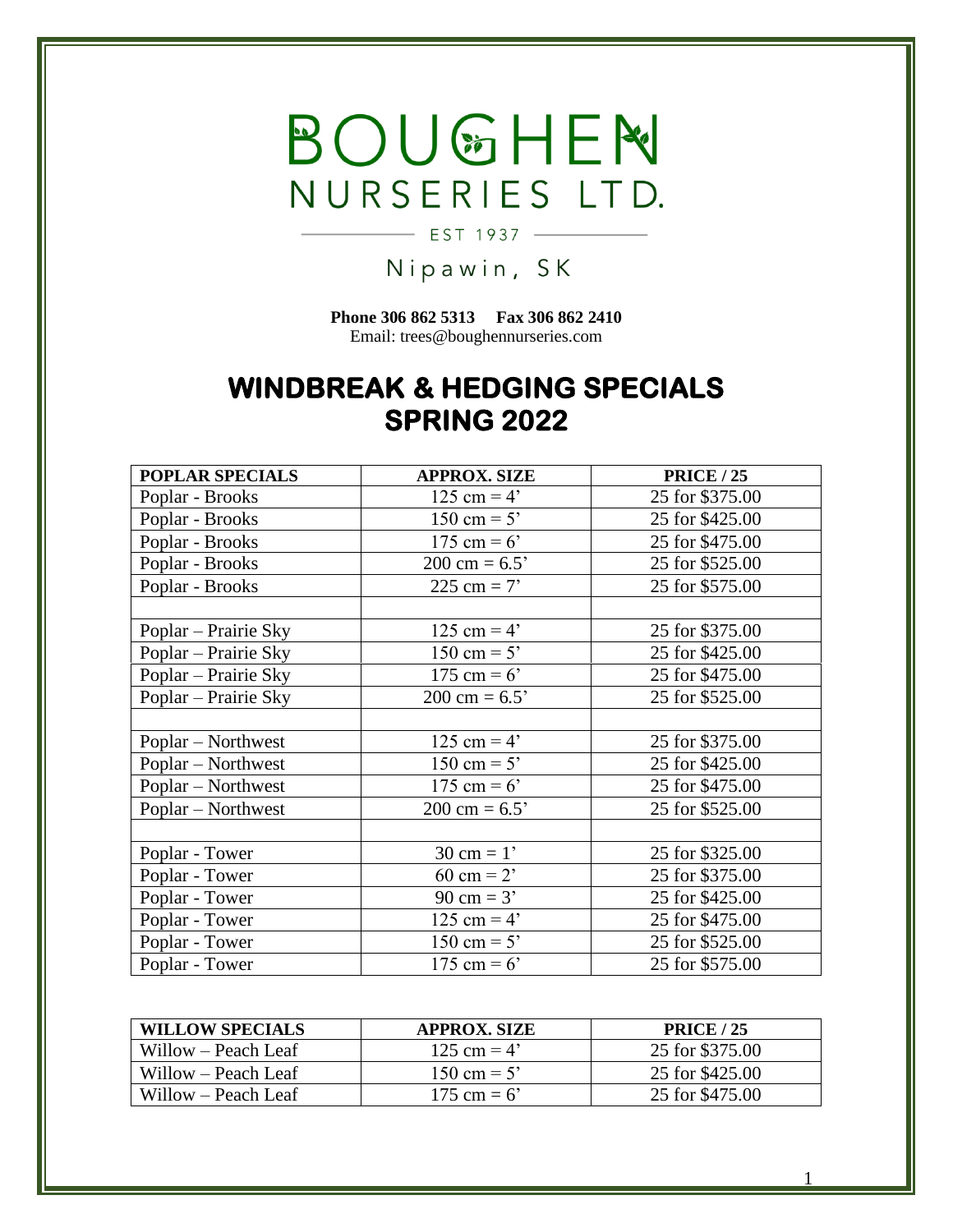# BOUGHEN NURSERIES LTD.

EST 1937

Nipawin, SK

**Phone 306 862 5313  Fax 306 862 2410**
Email: trees@boughennurseries.com

## WINDBREAK & HEDGING SPECIALS SPRING 2022

| POPLAR SPECIALS | APPROX. SIZE | PRICE / 25 |
|---|---|---|
| Poplar - Brooks | 125 cm = 4’ | 25 for $375.00 |
| Poplar - Brooks | 150 cm = 5’ | 25 for $425.00 |
| Poplar - Brooks | 175 cm = 6’ | 25 for $475.00 |
| Poplar - Brooks | 200 cm = 6.5’ | 25 for $525.00 |
| Poplar - Brooks | 225 cm = 7’ | 25 for $575.00 |
| | | |
| Poplar – Prairie Sky | 125 cm = 4’ | 25 for $375.00 |
| Poplar – Prairie Sky | 150 cm = 5’ | 25 for $425.00 |
| Poplar – Prairie Sky | 175 cm = 6’ | 25 for $475.00 |
| Poplar – Prairie Sky | 200 cm = 6.5’ | 25 for $525.00 |
| | | |
| Poplar – Northwest | 125 cm = 4’ | 25 for $375.00 |
| Poplar – Northwest | 150 cm = 5’ | 25 for $425.00 |
| Poplar – Northwest | 175 cm = 6’ | 25 for $475.00 |
| Poplar – Northwest | 200 cm = 6.5’ | 25 for $525.00 |
| | | |
| Poplar - Tower | 30 cm = 1’ | 25 for $325.00 |
| Poplar - Tower | 60 cm = 2’ | 25 for $375.00 |
| Poplar - Tower | 90 cm = 3’ | 25 for $425.00 |
| Poplar - Tower | 125 cm = 4’ | 25 for $475.00 |
| Poplar - Tower | 150 cm = 5’ | 25 for $525.00 |
| Poplar - Tower | 175 cm = 6’ | 25 for $575.00 |

| WILLOW SPECIALS | APPROX. SIZE | PRICE / 25 |
|---|---|---|
| Willow – Peach Leaf | 125 cm = 4’ | 25 for $375.00 |
| Willow – Peach Leaf | 150 cm = 5’ | 25 for $425.00 |
| Willow – Peach Leaf | 175 cm = 6’ | 25 for $475.00 |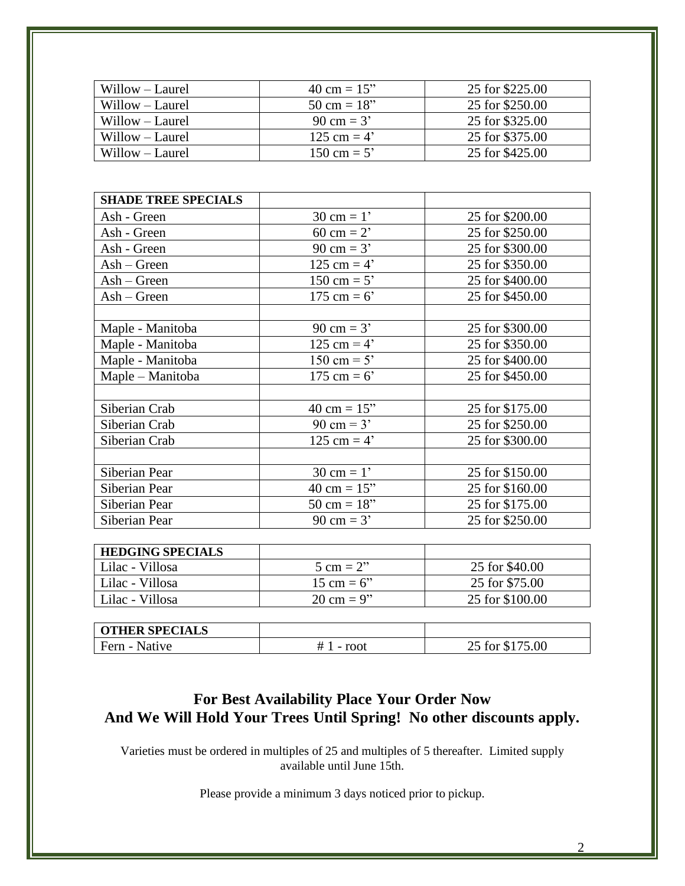| | | |
|---|---|---|
| Willow – Laurel | 40 cm = 15” | 25 for $225.00 |
| Willow – Laurel | 50 cm = 18” | 25 for $250.00 |
| Willow – Laurel | 90 cm = 3’ | 25 for $325.00 |
| Willow – Laurel | 125 cm = 4’ | 25 for $375.00 |
| Willow – Laurel | 150 cm = 5’ | 25 for $425.00 |

| **SHADE TREE SPECIALS** | | |
|---|---|---|
| Ash - Green | 30 cm = 1’ | 25 for $200.00 |
| Ash - Green | 60 cm = 2’ | 25 for $250.00 |
| Ash - Green | 90 cm = 3’ | 25 for $300.00 |
| Ash – Green | 125 cm = 4’ | 25 for $350.00 |
| Ash – Green | 150 cm = 5’ | 25 for $400.00 |
| Ash – Green | 175 cm = 6’ | 25 for $450.00 |
| | | |
| Maple - Manitoba | 90 cm = 3’ | 25 for $300.00 |
| Maple - Manitoba | 125 cm = 4’ | 25 for $350.00 |
| Maple - Manitoba | 150 cm = 5’ | 25 for $400.00 |
| Maple – Manitoba | 175 cm = 6’ | 25 for $450.00 |
| | | |
| Siberian Crab | 40 cm = 15” | 25 for $175.00 |
| Siberian Crab | 90 cm = 3’ | 25 for $250.00 |
| Siberian Crab | 125 cm = 4’ | 25 for $300.00 |
| | | |
| Siberian Pear | 30 cm = 1’ | 25 for $150.00 |
| Siberian Pear | 40 cm = 15” | 25 for $160.00 |
| Siberian Pear | 50 cm = 18” | 25 for $175.00 |
| Siberian Pear | 90 cm = 3’ | 25 for $250.00 |

| **HEDGING SPECIALS** | | |
|---|---|---|
| Lilac - Villosa | 5 cm = 2” | 25 for $40.00 |
| Lilac - Villosa | 15 cm = 6” | 25 for $75.00 |
| Lilac - Villosa | 20 cm = 9” | 25 for $100.00 |

| **OTHER SPECIALS** | | |
|---|---|---|
| Fern - Native | # 1 - root | 25 for $175.00 |

## For Best Availability Place Your Order Now And We Will Hold Your Trees Until Spring! No other discounts apply.

Varieties must be ordered in multiples of 25 and multiples of 5 thereafter. Limited supply available until June 15th.

Please provide a minimum 3 days noticed prior to pickup.